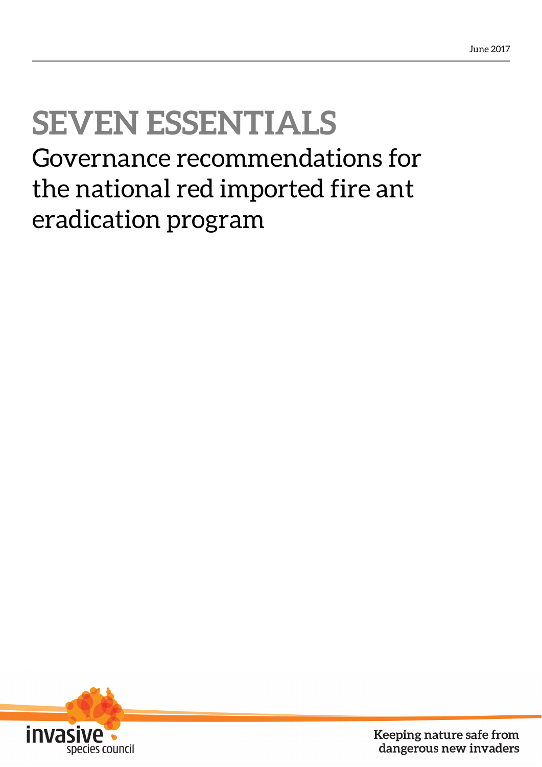June 2017

# SEVEN ESSENTIALS

## Governance recommendations for the national red imported fire ant eradication program

invasive species council

**Keeping nature safe from dangerous new invaders**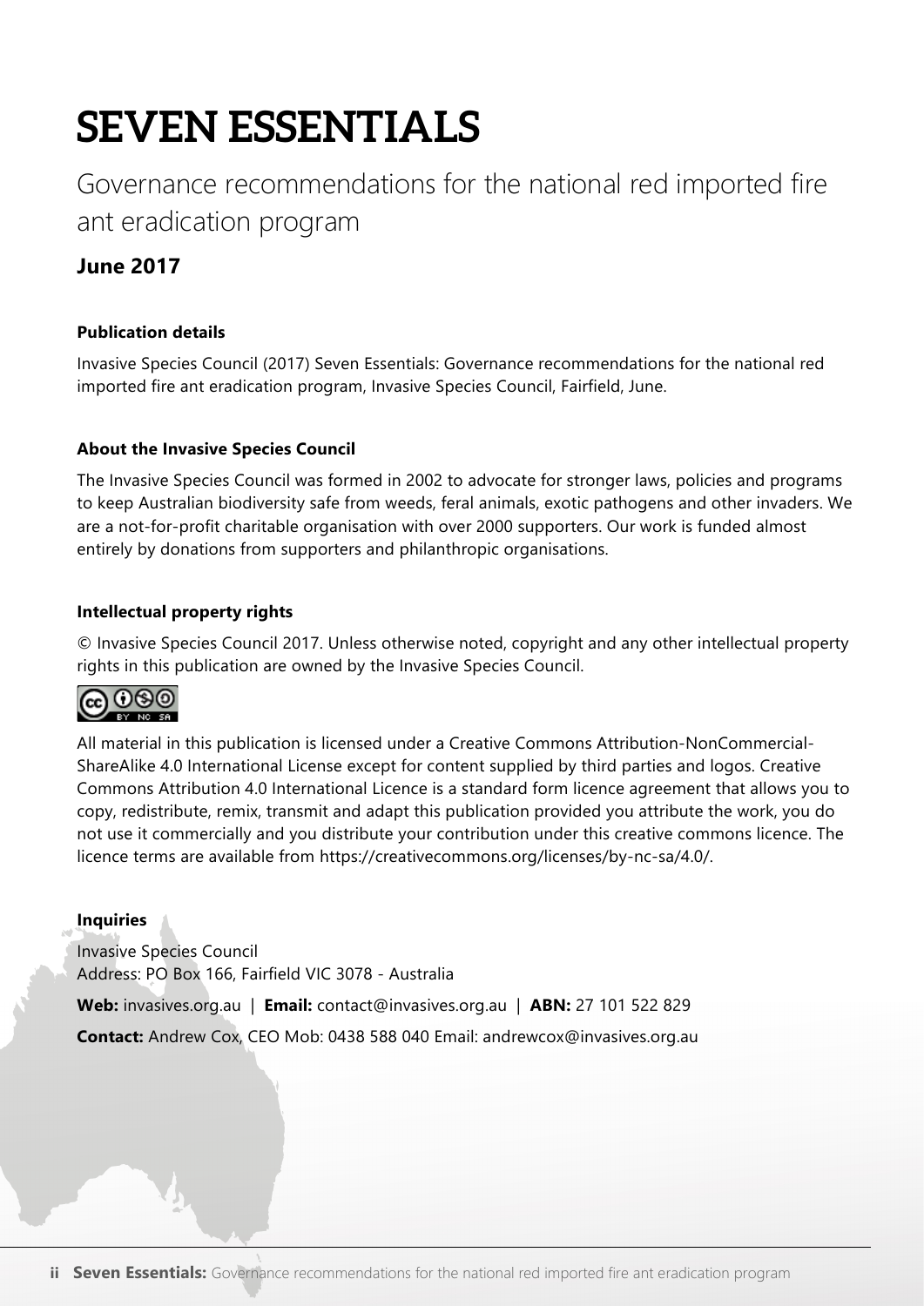# SEVEN ESSENTIALS

## Governance recommendations for the national red imported fire ant eradication program

### June 2017

**Publication details**

Invasive Species Council (2017) Seven Essentials: Governance recommendations for the national red imported fire ant eradication program, Invasive Species Council, Fairfield, June.

**About the Invasive Species Council**

The Invasive Species Council was formed in 2002 to advocate for stronger laws, policies and programs to keep Australian biodiversity safe from weeds, feral animals, exotic pathogens and other invaders. We are a not-for-profit charitable organisation with over 2000 supporters. Our work is funded almost entirely by donations from supporters and philanthropic organisations.

**Intellectual property rights**

© Invasive Species Council 2017. Unless otherwise noted, copyright and any other intellectual property rights in this publication are owned by the Invasive Species Council.

All material in this publication is licensed under a Creative Commons Attribution-NonCommercial-ShareAlike 4.0 International License except for content supplied by third parties and logos. Creative Commons Attribution 4.0 International Licence is a standard form licence agreement that allows you to copy, redistribute, remix, transmit and adapt this publication provided you attribute the work, you do not use it commercially and you distribute your contribution under this creative commons licence. The licence terms are available from https://creativecommons.org/licenses/by-nc-sa/4.0/.

**Inquiries**

Invasive Species Council
Address: PO Box 166, Fairfield VIC 3078 - Australia

**Web:** invasives.org.au | **Email:** contact@invasives.org.au | **ABN:** 27 101 522 829

**Contact:** Andrew Cox, CEO Mob: 0438 588 040 Email: andrewcox@invasives.org.au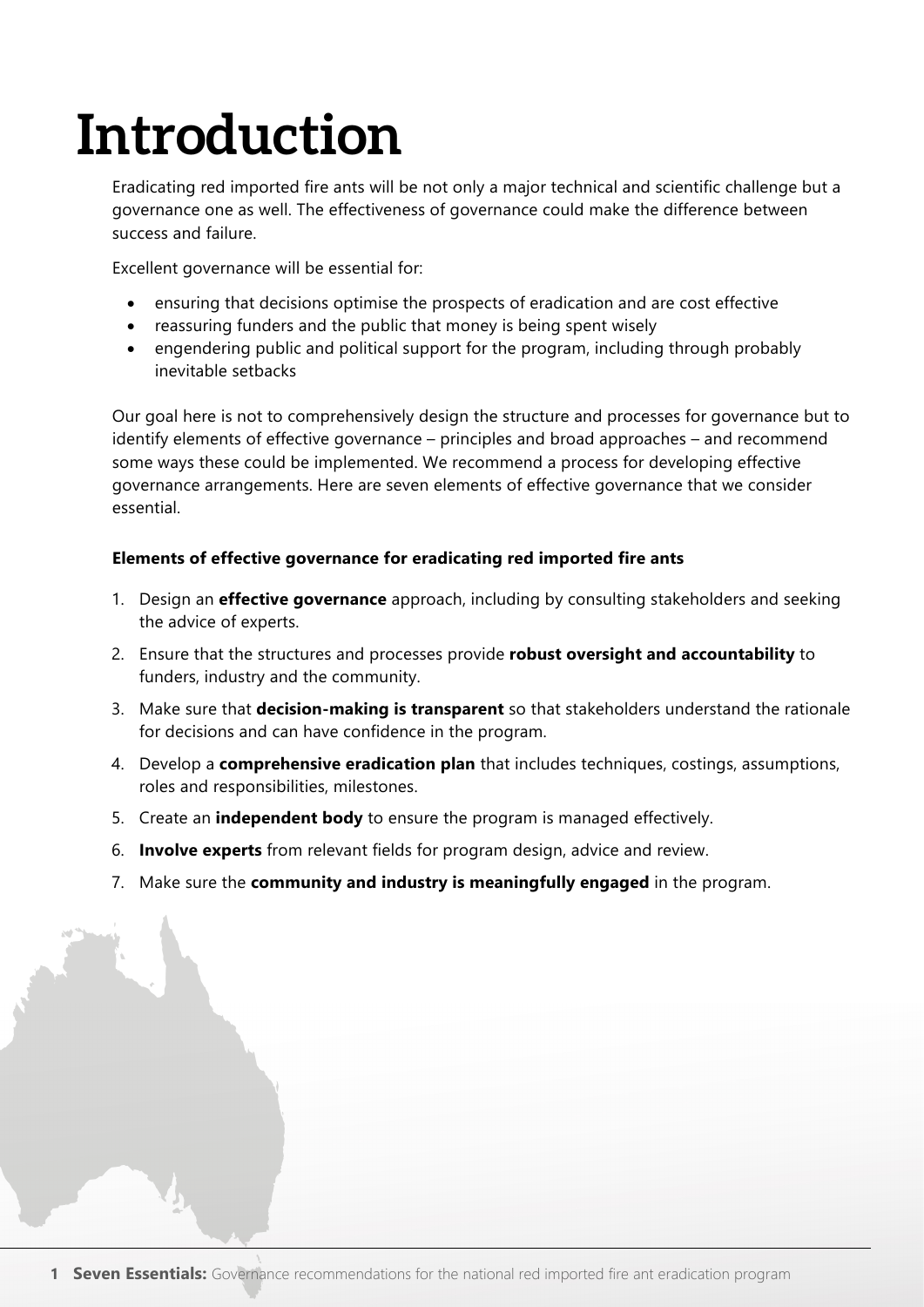# Introduction

Eradicating red imported fire ants will be not only a major technical and scientific challenge but a governance one as well. The effectiveness of governance could make the difference between success and failure.

Excellent governance will be essential for:

- ensuring that decisions optimise the prospects of eradication and are cost effective
- reassuring funders and the public that money is being spent wisely
- engendering public and political support for the program, including through probably inevitable setbacks

Our goal here is not to comprehensively design the structure and processes for governance but to identify elements of effective governance – principles and broad approaches – and recommend some ways these could be implemented. We recommend a process for developing effective governance arrangements. Here are seven elements of effective governance that we consider essential.

**Elements of effective governance for eradicating red imported fire ants**

1. Design an **effective governance** approach, including by consulting stakeholders and seeking the advice of experts.
2. Ensure that the structures and processes provide **robust oversight and accountability** to funders, industry and the community.
3. Make sure that **decision-making is transparent** so that stakeholders understand the rationale for decisions and can have confidence in the program.
4. Develop a **comprehensive eradication plan** that includes techniques, costings, assumptions, roles and responsibilities, milestones.
5. Create an **independent body** to ensure the program is managed effectively.
6. **Involve experts** from relevant fields for program design, advice and review.
7. Make sure the **community and industry is meaningfully engaged** in the program.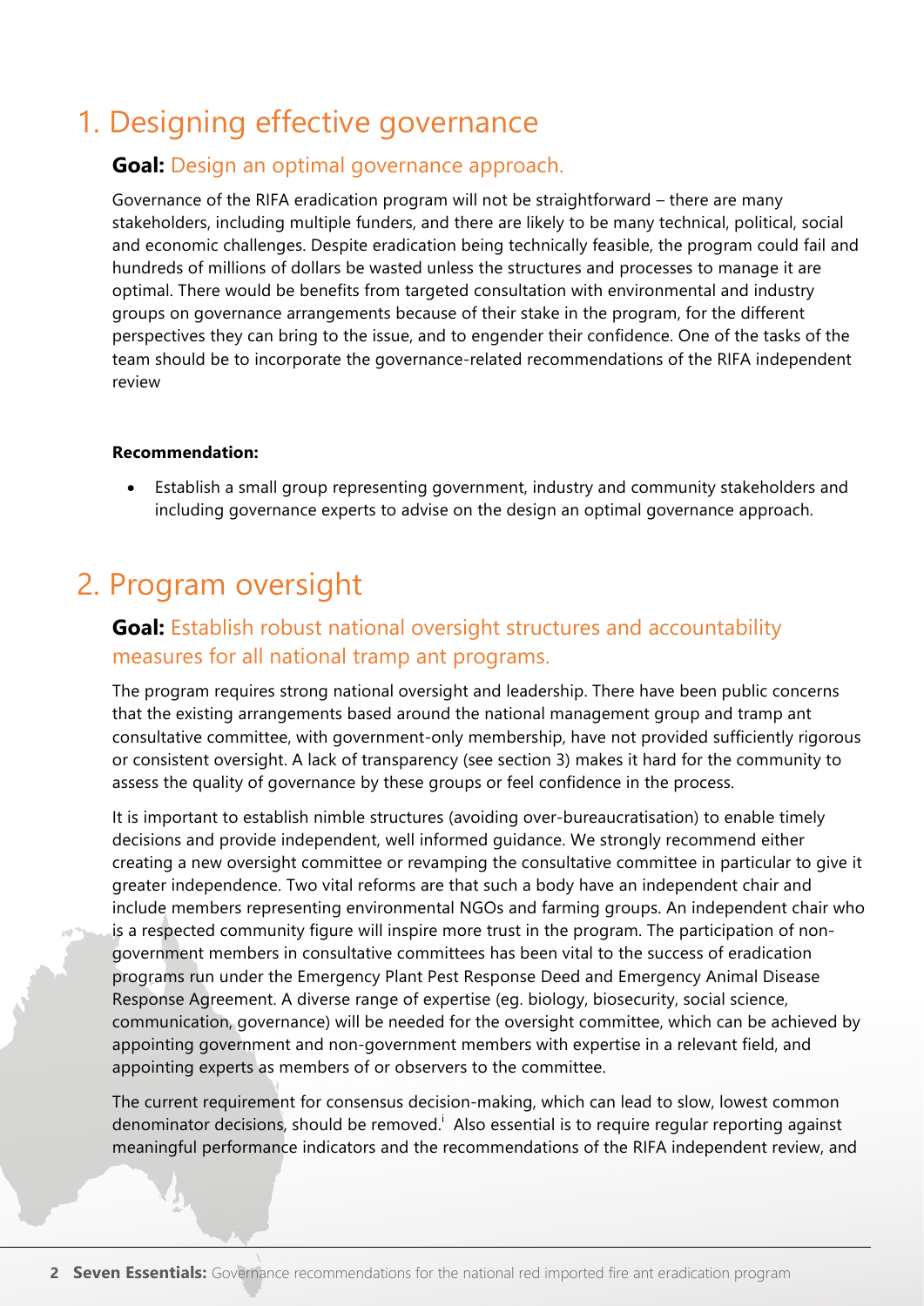# 1. Designing effective governance

## **Goal:** Design an optimal governance approach.

Governance of the RIFA eradication program will not be straightforward – there are many stakeholders, including multiple funders, and there are likely to be many technical, political, social and economic challenges. Despite eradication being technically feasible, the program could fail and hundreds of millions of dollars be wasted unless the structures and processes to manage it are optimal. There would be benefits from targeted consultation with environmental and industry groups on governance arrangements because of their stake in the program, for the different perspectives they can bring to the issue, and to engender their confidence. One of the tasks of the team should be to incorporate the governance-related recommendations of the RIFA independent review

**Recommendation:**

- Establish a small group representing government, industry and community stakeholders and including governance experts to advise on the design an optimal governance approach.

# 2. Program oversight

## **Goal:** Establish robust national oversight structures and accountability measures for all national tramp ant programs.

The program requires strong national oversight and leadership. There have been public concerns that the existing arrangements based around the national management group and tramp ant consultative committee, with government-only membership, have not provided sufficiently rigorous or consistent oversight. A lack of transparency (see section 3) makes it hard for the community to assess the quality of governance by these groups or feel confidence in the process.

It is important to establish nimble structures (avoiding over-bureaucratisation) to enable timely decisions and provide independent, well informed guidance. We strongly recommend either creating a new oversight committee or revamping the consultative committee in particular to give it greater independence. Two vital reforms are that such a body have an independent chair and include members representing environmental NGOs and farming groups. An independent chair who is a respected community figure will inspire more trust in the program. The participation of non-government members in consultative committees has been vital to the success of eradication programs run under the Emergency Plant Pest Response Deed and Emergency Animal Disease Response Agreement. A diverse range of expertise (eg. biology, biosecurity, social science, communication, governance) will be needed for the oversight committee, which can be achieved by appointing government and non-government members with expertise in a relevant field, and appointing experts as members of or observers to the committee.

The current requirement for consensus decision-making, which can lead to slow, lowest common denominator decisions, should be removed.[i] Also essential is to require regular reporting against meaningful performance indicators and the recommendations of the RIFA independent review, and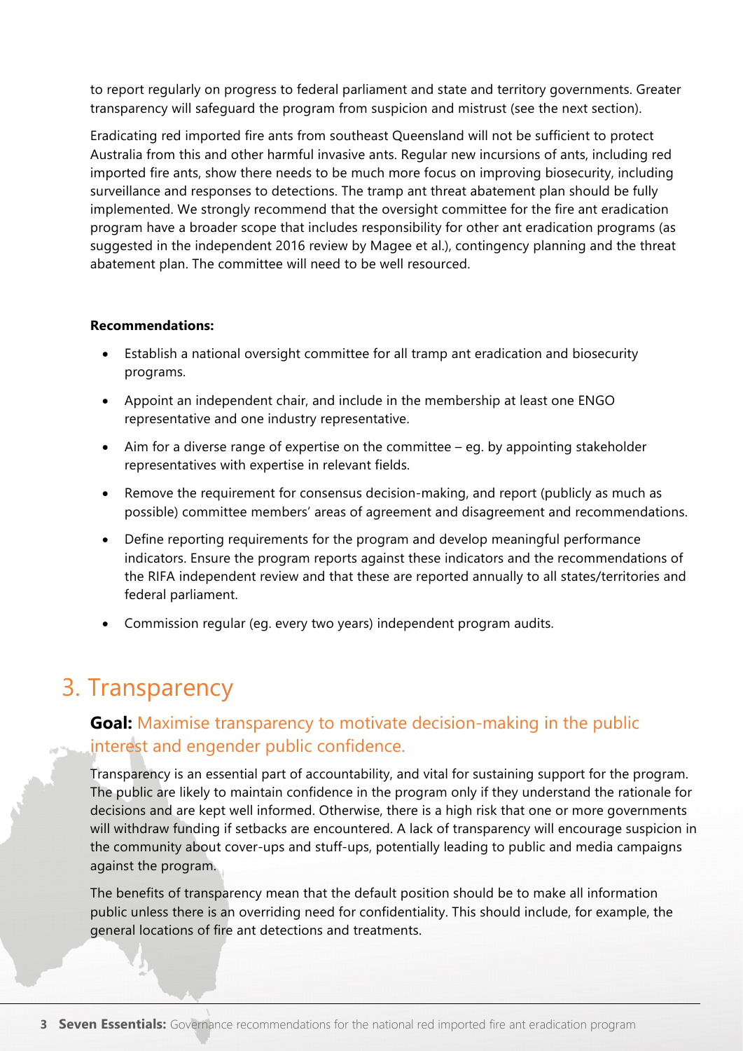to report regularly on progress to federal parliament and state and territory governments. Greater transparency will safeguard the program from suspicion and mistrust (see the next section).

Eradicating red imported fire ants from southeast Queensland will not be sufficient to protect Australia from this and other harmful invasive ants. Regular new incursions of ants, including red imported fire ants, show there needs to be much more focus on improving biosecurity, including surveillance and responses to detections. The tramp ant threat abatement plan should be fully implemented. We strongly recommend that the oversight committee for the fire ant eradication program have a broader scope that includes responsibility for other ant eradication programs (as suggested in the independent 2016 review by Magee et al.), contingency planning and the threat abatement plan. The committee will need to be well resourced.

**Recommendations:**

- Establish a national oversight committee for all tramp ant eradication and biosecurity programs.
- Appoint an independent chair, and include in the membership at least one ENGO representative and one industry representative.
- Aim for a diverse range of expertise on the committee – eg. by appointing stakeholder representatives with expertise in relevant fields.
- Remove the requirement for consensus decision-making, and report (publicly as much as possible) committee members' areas of agreement and disagreement and recommendations.
- Define reporting requirements for the program and develop meaningful performance indicators. Ensure the program reports against these indicators and the recommendations of the RIFA independent review and that these are reported annually to all states/territories and federal parliament.
- Commission regular (eg. every two years) independent program audits.

# 3. Transparency

## **Goal:** Maximise transparency to motivate decision-making in the public interest and engender public confidence.

Transparency is an essential part of accountability, and vital for sustaining support for the program. The public are likely to maintain confidence in the program only if they understand the rationale for decisions and are kept well informed. Otherwise, there is a high risk that one or more governments will withdraw funding if setbacks are encountered. A lack of transparency will encourage suspicion in the community about cover-ups and stuff-ups, potentially leading to public and media campaigns against the program.

The benefits of transparency mean that the default position should be to make all information public unless there is an overriding need for confidentiality. This should include, for example, the general locations of fire ant detections and treatments.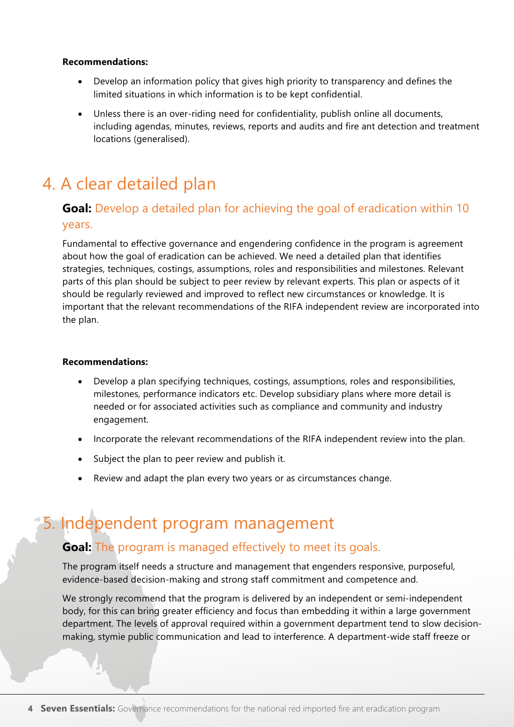**Recommendations:**

- Develop an information policy that gives high priority to transparency and defines the limited situations in which information is to be kept confidential.
- Unless there is an over-riding need for confidentiality, publish online all documents, including agendas, minutes, reviews, reports and audits and fire ant detection and treatment locations (generalised).

# 4. A clear detailed plan

## **Goal:** Develop a detailed plan for achieving the goal of eradication within 10 years.

Fundamental to effective governance and engendering confidence in the program is agreement about how the goal of eradication can be achieved. We need a detailed plan that identifies strategies, techniques, costings, assumptions, roles and responsibilities and milestones. Relevant parts of this plan should be subject to peer review by relevant experts. This plan or aspects of it should be regularly reviewed and improved to reflect new circumstances or knowledge. It is important that the relevant recommendations of the RIFA independent review are incorporated into the plan.

**Recommendations:**

- Develop a plan specifying techniques, costings, assumptions, roles and responsibilities, milestones, performance indicators etc. Develop subsidiary plans where more detail is needed or for associated activities such as compliance and community and industry engagement.
- Incorporate the relevant recommendations of the RIFA independent review into the plan.
- Subject the plan to peer review and publish it.
- Review and adapt the plan every two years or as circumstances change.

# 5. Independent program management

## **Goal:** The program is managed effectively to meet its goals.

The program itself needs a structure and management that engenders responsive, purposeful, evidence-based decision-making and strong staff commitment and competence and.

We strongly recommend that the program is delivered by an independent or semi-independent body, for this can bring greater efficiency and focus than embedding it within a large government department. The levels of approval required within a government department tend to slow decision-making, stymie public communication and lead to interference. A department-wide staff freeze or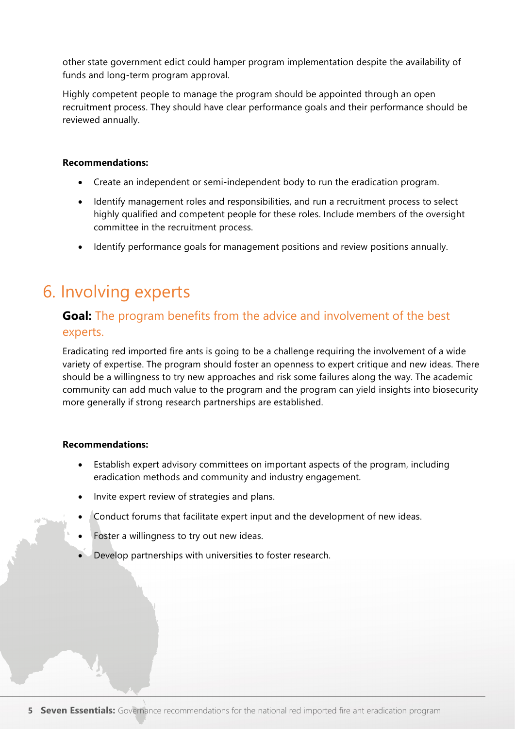other state government edict could hamper program implementation despite the availability of funds and long-term program approval.

Highly competent people to manage the program should be appointed through an open recruitment process. They should have clear performance goals and their performance should be reviewed annually.

**Recommendations:**

- Create an independent or semi-independent body to run the eradication program.
- Identify management roles and responsibilities, and run a recruitment process to select highly qualified and competent people for these roles. Include members of the oversight committee in the recruitment process.
- Identify performance goals for management positions and review positions annually.

# 6. Involving experts

## **Goal:** The program benefits from the advice and involvement of the best experts.

Eradicating red imported fire ants is going to be a challenge requiring the involvement of a wide variety of expertise. The program should foster an openness to expert critique and new ideas. There should be a willingness to try new approaches and risk some failures along the way. The academic community can add much value to the program and the program can yield insights into biosecurity more generally if strong research partnerships are established.

**Recommendations:**

- Establish expert advisory committees on important aspects of the program, including eradication methods and community and industry engagement.
- Invite expert review of strategies and plans.
- Conduct forums that facilitate expert input and the development of new ideas.
- Foster a willingness to try out new ideas.
- Develop partnerships with universities to foster research.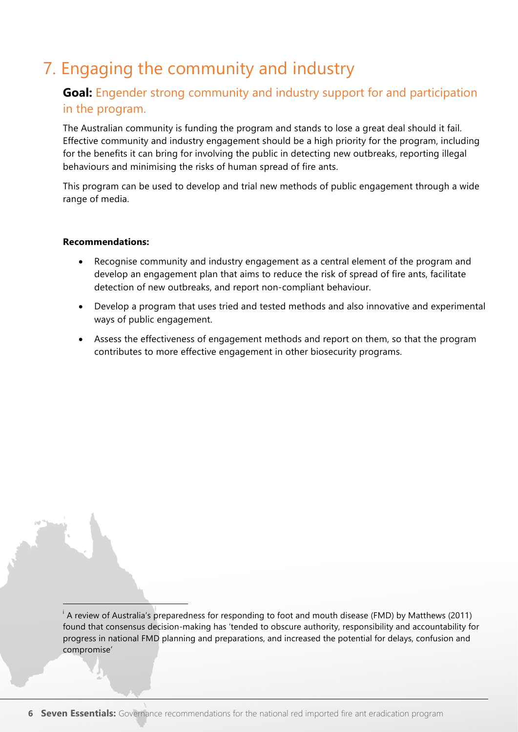# 7. Engaging the community and industry

**Goal:** Engender strong community and industry support for and participation in the program.

The Australian community is funding the program and stands to lose a great deal should it fail. Effective community and industry engagement should be a high priority for the program, including for the benefits it can bring for involving the public in detecting new outbreaks, reporting illegal behaviours and minimising the risks of human spread of fire ants.

This program can be used to develop and trial new methods of public engagement through a wide range of media.

**Recommendations:**

- Recognise community and industry engagement as a central element of the program and develop an engagement plan that aims to reduce the risk of spread of fire ants, facilitate detection of new outbreaks, and report non-compliant behaviour.
- Develop a program that uses tried and tested methods and also innovative and experimental ways of public engagement.
- Assess the effectiveness of engagement methods and report on them, so that the program contributes to more effective engagement in other biosecurity programs.

---

[i] A review of Australia's preparedness for responding to foot and mouth disease (FMD) by Matthews (2011) found that consensus decision-making has 'tended to obscure authority, responsibility and accountability for progress in national FMD planning and preparations, and increased the potential for delays, confusion and compromise'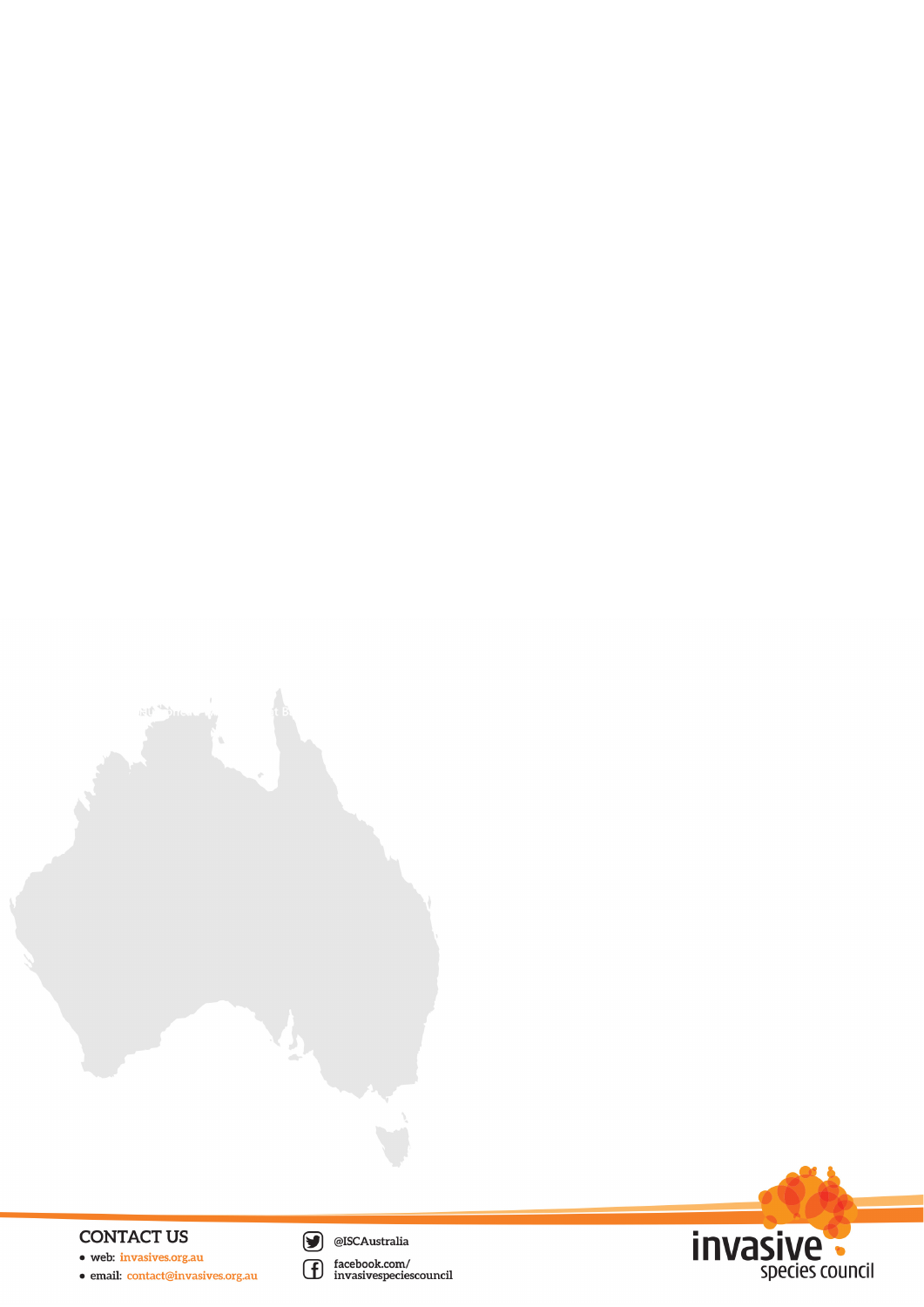## CONTACT US

- web: invasives.org.au
- email: contact@invasives.org.au

@ISCAustralia

facebook.com/
invasivespeciescouncil

invasive species council